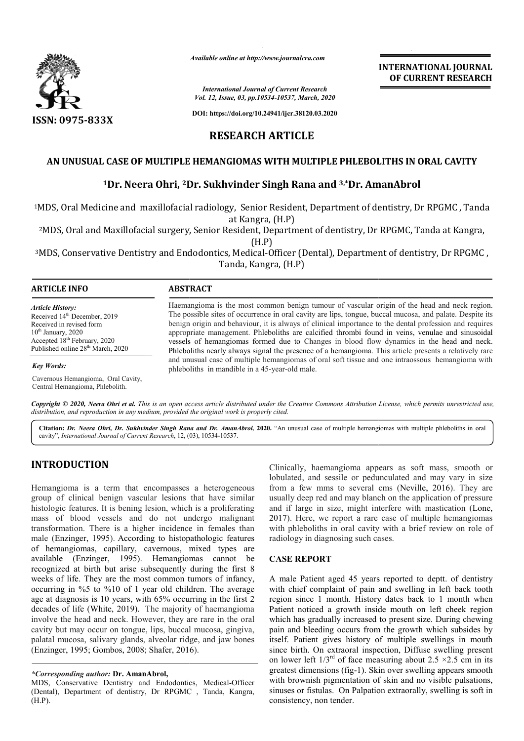# RESEARCH ARTICLE

## AN UNUSUAL CASE OF MULTIPLE HEMANGIOMAS WITH MULTIPLE PHLEBOLITHS IN ORAL CAVITY

**[1]Dr. Neera Ohri, [2]Dr. Sukhvinder Singh Rana and [3,*]Dr. AmanAbrol**

[1]MDS, Oral Medicine and maxillofacial radiology, Senior Resident, Department of dentistry, Dr RPGMC , Tanda at Kangra, (H.P)

[2]MDS, Oral and Maxillofacial surgery, Senior Resident, Department of dentistry, Dr RPGMC, Tanda at Kangra, (H.P)

[3]MDS, Conservative Dentistry and Endodontics, Medical-Officer (Dental), Department of dentistry, Dr RPGMC , Tanda, Kangra, (H.P)

### ARTICLE INFO

*Article History:*

Received 14th December, 2019
Received in revised form 10th January, 2020
Accepted 18th February, 2020
Published online 28th March, 2020

*Key Words:*

Cavernous Hemangioma, Oral Cavity, Central Hemangioma, Phlebolith.

### ABSTRACT

Haemangioma is the most common benign tumour of vascular origin of the head and neck region. The possible sites of occurrence in oral cavity are lips, tongue, buccal mucosa, and palate. Despite its benign origin and behaviour, it is always of clinical importance to the dental profession and requires appropriate management. Phleboliths are calcified thrombi found in veins, venulae and sinusoidal vessels of hemangiomas formed due to Changes in blood flow dynamics in the head and neck. Phleboliths nearly always signal the presence of a hemangioma. This article presents a relatively rare and unusual case of multiple hemangiomas of oral soft tissue and one intraossous hemangioma with phleboliths in mandible in a 45-year-old male.

*Copyright © 2020, Neera Ohri et al. This is an open access article distributed under the Creative Commons Attribution License, which permits unrestricted use, distribution, and reproduction in any medium, provided the original work is properly cited.*

**Citation:** *Dr. Neera Ohri, Dr. Sukhvinder Singh Rana and Dr. AmanAbrol,* **2020.** "An unusual case of multiple hemangiomas with multiple phleboliths in oral cavity", *International Journal of Current Research*, 12, (03), 10534-10537.

## INTRODUCTION

Hemangioma is a term that encompasses a heterogeneous group of clinical benign vascular lesions that have similar histologic features. It is bening lesion, which is a proliferating mass of blood vessels and do not undergo malignant transformation. There is a higher incidence in females than male (Enzinger, 1995). According to histopathologic features of hemangiomas, capillary, cavernous, mixed types are available (Enzinger, 1995). Hemangiomas cannot be recognized at birth but arise subsequently during the first 8 weeks of life. They are the most common tumors of infancy, occurring in %5 to %10 of 1 year old children. The average age at diagnosis is 10 years, with 65% occurring in the first 2 decades of life (White, 2019). The majority of haemangioma involve the head and neck. However, they are rare in the oral cavity but may occur on tongue, lips, buccal mucosa, gingiva, palatal mucosa, salivary glands, alveolar ridge, and jaw bones (Enzinger, 1995; Gombos, 2008; Shafer, 2016).

*\*Corresponding author:* **Dr. AmanAbrol,**
MDS, Conservative Dentistry and Endodontics, Medical-Officer (Dental), Department of dentistry, Dr RPGMC , Tanda, Kangra, (H.P).

Clinically, haemangioma appears as soft mass, smooth or lobulated, and sessile or pedunculated and may vary in size from a few mms to several cms (Neville, 2016). They are usually deep red and may blanch on the application of pressure and if large in size, might interfere with mastication (Lone, 2017). Here, we report a rare case of multiple hemangiomas with phleboliths in oral cavity with a brief review on role of radiology in diagnosing such cases.

## CASE REPORT

A male Patient aged 45 years reported to deptt. of dentistry with chief complaint of pain and swelling in left back tooth region since 1 month. History dates back to 1 month when Patient noticed a growth inside mouth on left cheek region which has gradually increased to present size. During chewing pain and bleeding occurs from the growth which subsides by itself. Patient gives history of multiple swellings in mouth since birth. On extraoral inspection, Diffuse swelling present on lower left 1/3rd of face measuring about 2.5 ×2.5 cm in its greatest dimensions (fig-1). Skin over swelling appears smooth with brownish pigmentation of skin and no visible pulsations, sinuses or fistulas. On Palpation extraorally, swelling is soft in consistency, non tender.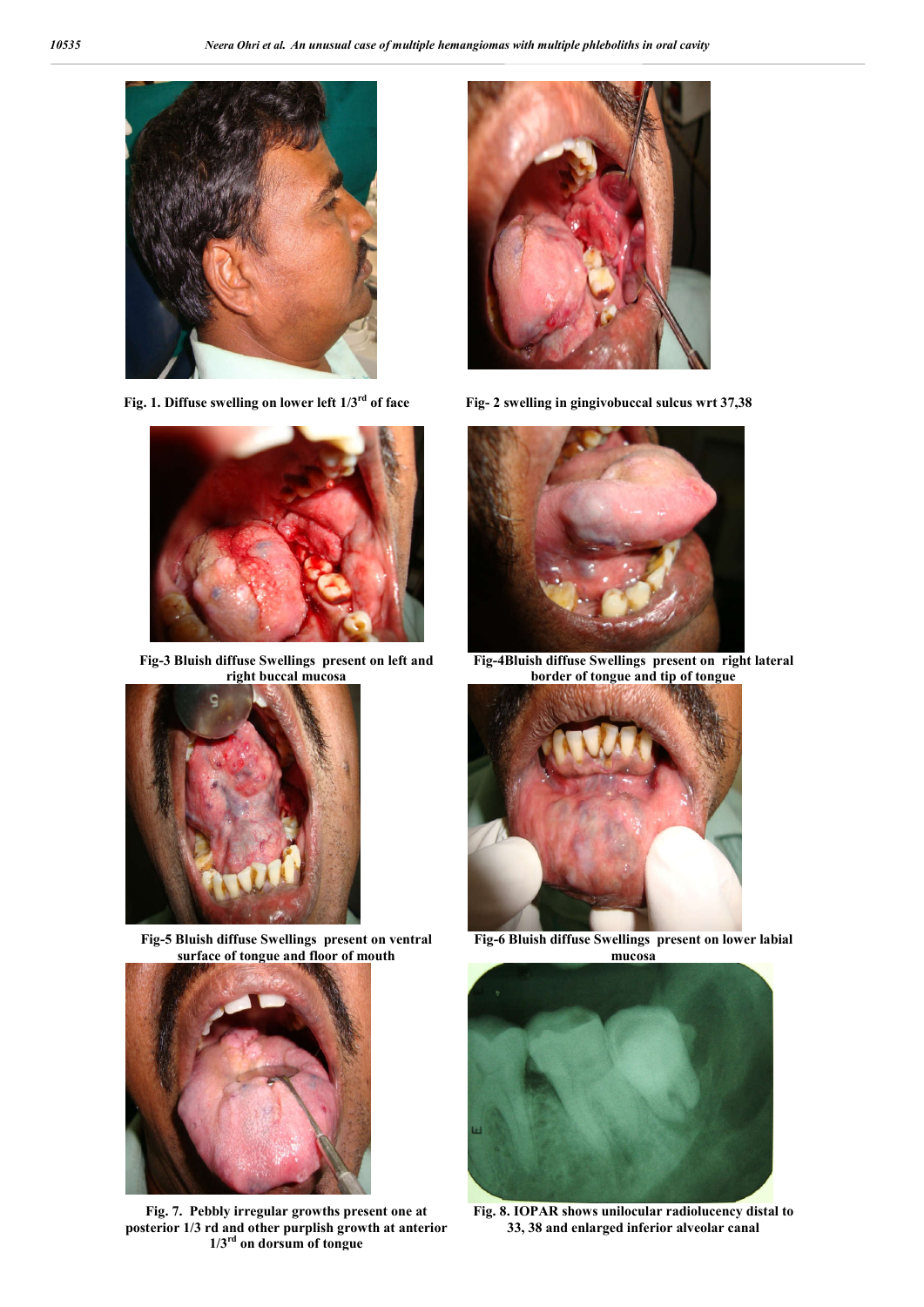Fig. 1. Diffuse swelling on lower left 1/3rd of face

Fig- 2 swelling in gingivobuccal sulcus wrt 37,38

Fig-3 Bluish diffuse Swellings present on left and right buccal mucosa

Fig-4Bluish diffuse Swellings present on right lateral border of tongue and tip of tongue

Fig-5 Bluish diffuse Swellings present on ventral surface of tongue and floor of mouth

Fig-6 Bluish diffuse Swellings present on lower labial mucosa

Fig. 7. Pebbly irregular growths present one at posterior 1/3 rd and other purplish growth at anterior 1/3rd on dorsum of tongue

Fig. 8. IOPAR shows unilocular radiolucency distal to 33, 38 and enlarged inferior alveolar canal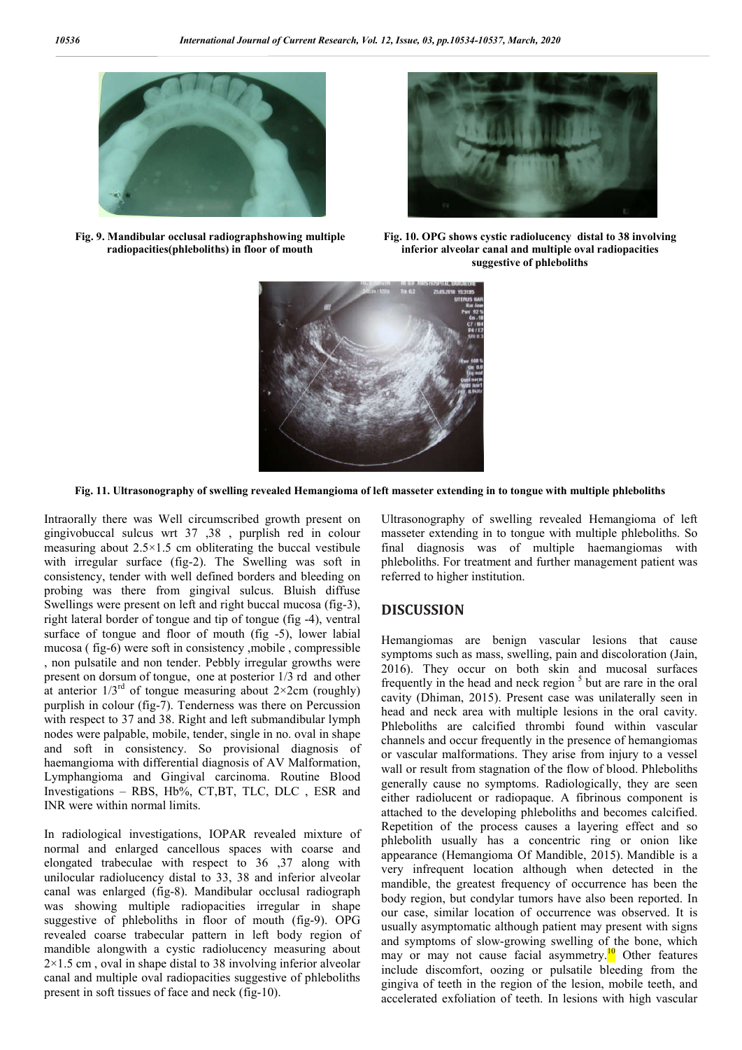Fig. 9. Mandibular occlusal radiographshowing multiple radiopacities(phleboliths) in floor of mouth

Fig. 10. OPG shows cystic radiolucency distal to 38 involving inferior alveolar canal and multiple oval radiopacities suggestive of phleboliths

Fig. 11. Ultrasonography of swelling revealed Hemangioma of left masseter extending in to tongue with multiple phleboliths

Intraorally there was Well circumscribed growth present on gingivobuccal sulcus wrt 37 ,38 , purplish red in colour measuring about 2.5×1.5 cm obliterating the buccal vestibule with irregular surface (fig-2). The Swelling was soft in consistency, tender with well defined borders and bleeding on probing was there from gingival sulcus. Bluish diffuse Swellings were present on left and right buccal mucosa (fig-3), right lateral border of tongue and tip of tongue (fig -4), ventral surface of tongue and floor of mouth (fig -5), lower labial mucosa ( fig-6) were soft in consistency ,mobile , compressible , non pulsatile and non tender. Pebbly irregular growths were present on dorsum of tongue, one at posterior 1/3 rd and other at anterior 1/3rd of tongue measuring about 2×2cm (roughly) purplish in colour (fig-7). Tenderness was there on Percussion with respect to 37 and 38. Right and left submandibular lymph nodes were palpable, mobile, tender, single in no. oval in shape and soft in consistency. So provisional diagnosis of haemangioma with differential diagnosis of AV Malformation, Lymphangioma and Gingival carcinoma. Routine Blood Investigations – RBS, Hb%, CT,BT, TLC, DLC , ESR and INR were within normal limits.

In radiological investigations, IOPAR revealed mixture of normal and enlarged cancellous spaces with coarse and elongated trabeculae with respect to 36 ,37 along with unilocular radiolucency distal to 33, 38 and inferior alveolar canal was enlarged (fig-8). Mandibular occlusal radiograph was showing multiple radiopacities irregular in shape suggestive of phleboliths in floor of mouth (fig-9). OPG revealed coarse trabecular pattern in left body region of mandible alongwith a cystic radiolucency measuring about 2×1.5 cm , oval in shape distal to 38 involving inferior alveolar canal and multiple oval radiopacities suggestive of phleboliths present in soft tissues of face and neck (fig-10).

Ultrasonography of swelling revealed Hemangioma of left masseter extending in to tongue with multiple phleboliths. So final diagnosis was of multiple haemangiomas with phleboliths. For treatment and further management patient was referred to higher institution.

## DISCUSSION

Hemangiomas are benign vascular lesions that cause symptoms such as mass, swelling, pain and discoloration (Jain, 2016). They occur on both skin and mucosal surfaces frequently in the head and neck region [5] but are rare in the oral cavity (Dhiman, 2015). Present case was unilaterally seen in head and neck area with multiple lesions in the oral cavity. Phleboliths are calcified thrombi found within vascular channels and occur frequently in the presence of hemangiomas or vascular malformations. They arise from injury to a vessel wall or result from stagnation of the flow of blood. Phleboliths generally cause no symptoms. Radiologically, they are seen either radiolucent or radiopaque. A fibrinous component is attached to the developing phleboliths and becomes calcified. Repetition of the process causes a layering effect and so phlebolith usually has a concentric ring or onion like appearance (Hemangioma Of Mandible, 2015). Mandible is a very infrequent location although when detected in the mandible, the greatest frequency of occurrence has been the body region, but condylar tumors have also been reported. In our case, similar location of occurrence was observed. It is usually asymptomatic although patient may present with signs and symptoms of slow-growing swelling of the bone, which may or may not cause facial asymmetry.[10] Other features include discomfort, oozing or pulsatile bleeding from the gingiva of teeth in the region of the lesion, mobile teeth, and accelerated exfoliation of teeth. In lesions with high vascular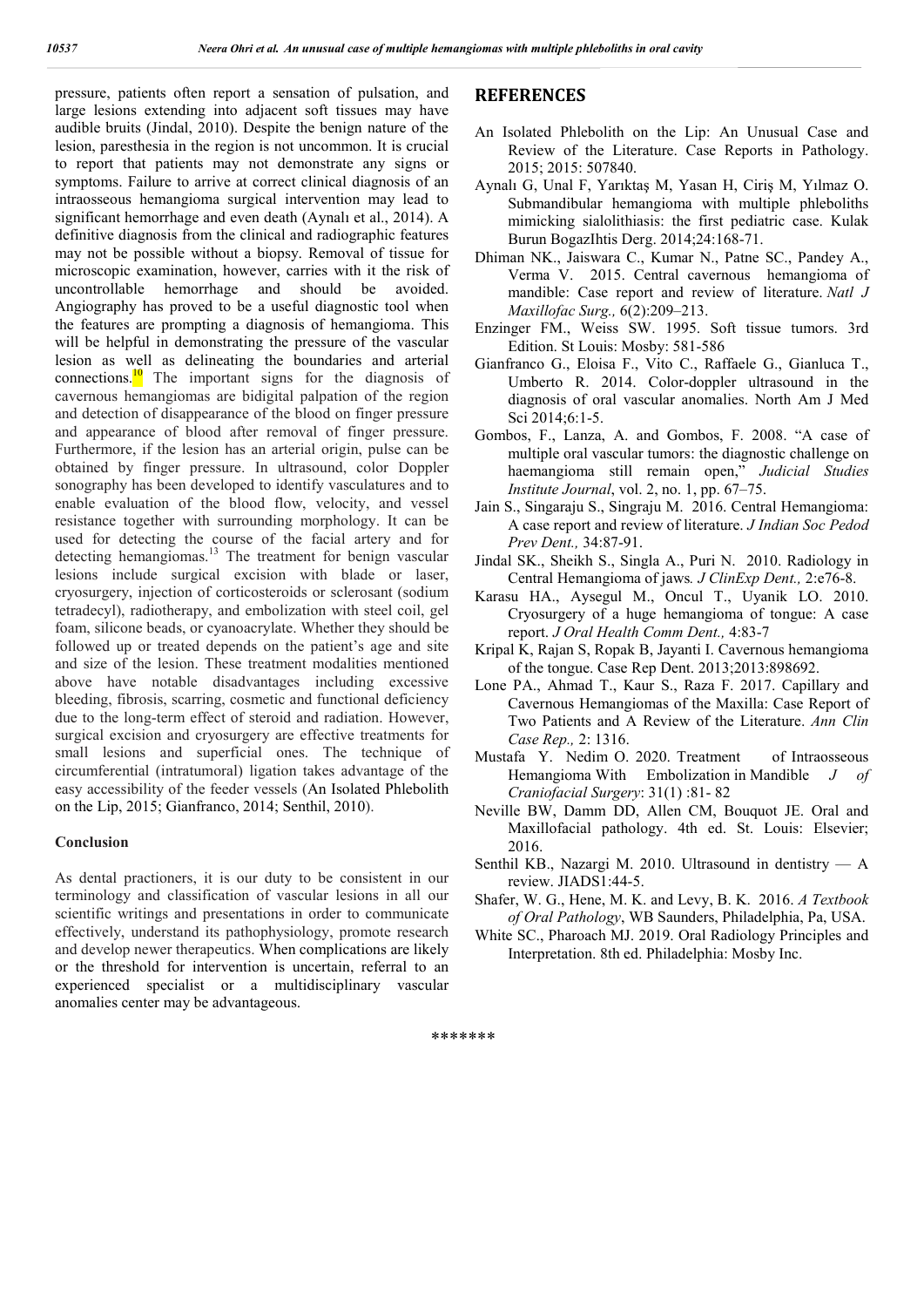pressure, patients often report a sensation of pulsation, and large lesions extending into adjacent soft tissues may have audible bruits (Jindal, 2010). Despite the benign nature of the lesion, paresthesia in the region is not uncommon. It is crucial to report that patients may not demonstrate any signs or symptoms. Failure to arrive at correct clinical diagnosis of an intraosseous hemangioma surgical intervention may lead to significant hemorrhage and even death (Aynalı et al., 2014). A definitive diagnosis from the clinical and radiographic features may not be possible without a biopsy. Removal of tissue for microscopic examination, however, carries with it the risk of uncontrollable hemorrhage and should be avoided. Angiography has proved to be a useful diagnostic tool when the features are prompting a diagnosis of hemangioma. This will be helpful in demonstrating the pressure of the vascular lesion as well as delineating the boundaries and arterial connections.[10] The important signs for the diagnosis of cavernous hemangiomas are bidigital palpation of the region and detection of disappearance of the blood on finger pressure and appearance of blood after removal of finger pressure. Furthermore, if the lesion has an arterial origin, pulse can be obtained by finger pressure. In ultrasound, color Doppler sonography has been developed to identify vasculatures and to enable evaluation of the blood flow, velocity, and vessel resistance together with surrounding morphology. It can be used for detecting the course of the facial artery and for detecting hemangiomas.[13] The treatment for benign vascular lesions include surgical excision with blade or laser, cryosurgery, injection of corticosteroids or sclerosant (sodium tetradecyl), radiotherapy, and embolization with steel coil, gel foam, silicone beads, or cyanoacrylate. Whether they should be followed up or treated depends on the patient's age and site and size of the lesion. These treatment modalities mentioned above have notable disadvantages including excessive bleeding, fibrosis, scarring, cosmetic and functional deficiency due to the long-term effect of steroid and radiation. However, surgical excision and cryosurgery are effective treatments for small lesions and superficial ones. The technique of circumferential (intratumoral) ligation takes advantage of the easy accessibility of the feeder vessels (An Isolated Phlebolith on the Lip, 2015; Gianfranco, 2014; Senthil, 2010).

### Conclusion

As dental practioners, it is our duty to be consistent in our terminology and classification of vascular lesions in all our scientific writings and presentations in order to communicate effectively, understand its pathophysiology, promote research and develop newer therapeutics. When complications are likely or the threshold for intervention is uncertain, referral to an experienced specialist or a multidisciplinary vascular anomalies center may be advantageous.

## REFERENCES

An Isolated Phlebolith on the Lip: An Unusual Case and Review of the Literature. Case Reports in Pathology. 2015; 2015: 507840.

Aynalı G, Unal F, Yarıktaş M, Yasan H, Ciriş M, Yılmaz O. Submandibular hemangioma with multiple phleboliths mimicking sialolithiasis: the first pediatric case. Kulak Burun BogazIhtis Derg. 2014;24:168-71.

Dhiman NK., Jaiswara C., Kumar N., Patne SC., Pandey A., Verma V. 2015. Central cavernous hemangioma of mandible: Case report and review of literature. *Natl J Maxillofac Surg.,* 6(2):209–213.

Enzinger FM., Weiss SW. 1995. Soft tissue tumors. 3rd Edition. St Louis: Mosby: 581-586

Gianfranco G., Eloisa F., Vito C., Raffaele G., Gianluca T., Umberto R. 2014. Color-doppler ultrasound in the diagnosis of oral vascular anomalies. North Am J Med Sci 2014;6:1-5.

Gombos, F., Lanza, A. and Gombos, F. 2008. "A case of multiple oral vascular tumors: the diagnostic challenge on haemangioma still remain open," *Judicial Studies Institute Journal*, vol. 2, no. 1, pp. 67–75.

Jain S., Singaraju S., Singraju M. 2016. Central Hemangioma: A case report and review of literature. *J Indian Soc Pedod Prev Dent.,* 34:87-91.

Jindal SK., Sheikh S., Singla A., Puri N. 2010. Radiology in Central Hemangioma of jaws*. J ClinExp Dent.,* 2:e76-8.

Karasu HA., Aysegul M., Oncul T., Uyanik LO. 2010. Cryosurgery of a huge hemangioma of tongue: A case report. *J Oral Health Comm Dent.,* 4:83-7

Kripal K, Rajan S, Ropak B, Jayanti I. Cavernous hemangioma of the tongue. Case Rep Dent. 2013;2013:898692.

Lone PA., Ahmad T., Kaur S., Raza F. 2017. Capillary and Cavernous Hemangiomas of the Maxilla: Case Report of Two Patients and A Review of the Literature. *Ann Clin Case Rep.,* 2: 1316.

Mustafa Y. Nedim O. 2020. Treatment of Intraosseous Hemangioma With Embolization in Mandible *J of Craniofacial Surgery*: 31(1) :81- 82

Neville BW, Damm DD, Allen CM, Bouquot JE. Oral and Maxillofacial pathology. 4th ed. St. Louis: Elsevier; 2016.

Senthil KB., Nazargi M. 2010. Ultrasound in dentistry — A review. JIADS1:44-5.

Shafer, W. G., Hene, M. K. and Levy, B. K. 2016. *A Textbook of Oral Pathology*, WB Saunders, Philadelphia, Pa, USA.

White SC., Pharoach MJ. 2019. Oral Radiology Principles and Interpretation. 8th ed. Philadelphia: Mosby Inc.

*******